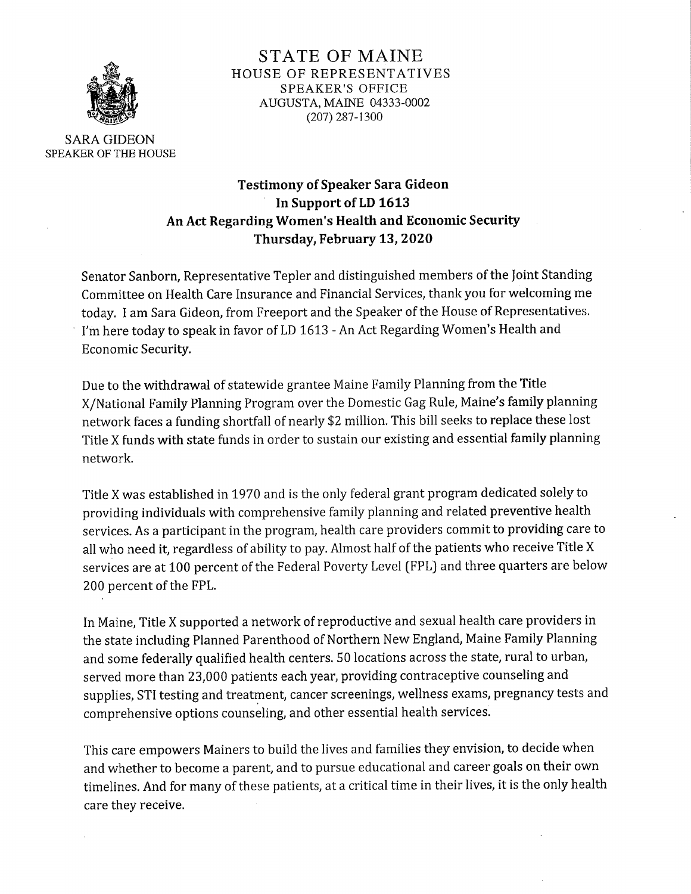STATE OF MAINE
HOUSE OF REPRESENTATIVES
SPEAKER'S OFFICE
AUGUSTA, MAINE 04333-0002
(207) 287-1300

SARA GIDEON
SPEAKER OF THE HOUSE

**Testimony of Speaker Sara Gideon**
**In Support of LD 1613**
**An Act Regarding Women's Health and Economic Security**
**Thursday, February 13, 2020**

Senator Sanborn, Representative Tepler and distinguished members of the Joint Standing Committee on Health Care Insurance and Financial Services, thank you for welcoming me today. I am Sara Gideon, from Freeport and the Speaker of the House of Representatives. I'm here today to speak in favor of LD 1613 - An Act Regarding Women's Health and Economic Security.

Due to the withdrawal of statewide grantee Maine Family Planning from the Title X/National Family Planning Program over the Domestic Gag Rule, Maine's family planning network faces a funding shortfall of nearly $2 million. This bill seeks to replace these lost Title X funds with state funds in order to sustain our existing and essential family planning network.

Title X was established in 1970 and is the only federal grant program dedicated solely to providing individuals with comprehensive family planning and related preventive health services. As a participant in the program, health care providers commit to providing care to all who need it, regardless of ability to pay. Almost half of the patients who receive Title X services are at 100 percent of the Federal Poverty Level (FPL) and three quarters are below 200 percent of the FPL.

In Maine, Title X supported a network of reproductive and sexual health care providers in the state including Planned Parenthood of Northern New England, Maine Family Planning and some federally qualified health centers. 50 locations across the state, rural to urban, served more than 23,000 patients each year, providing contraceptive counseling and supplies, STI testing and treatment, cancer screenings, wellness exams, pregnancy tests and comprehensive options counseling, and other essential health services.

This care empowers Mainers to build the lives and families they envision, to decide when and whether to become a parent, and to pursue educational and career goals on their own timelines. And for many of these patients, at a critical time in their lives, it is the only health care they receive.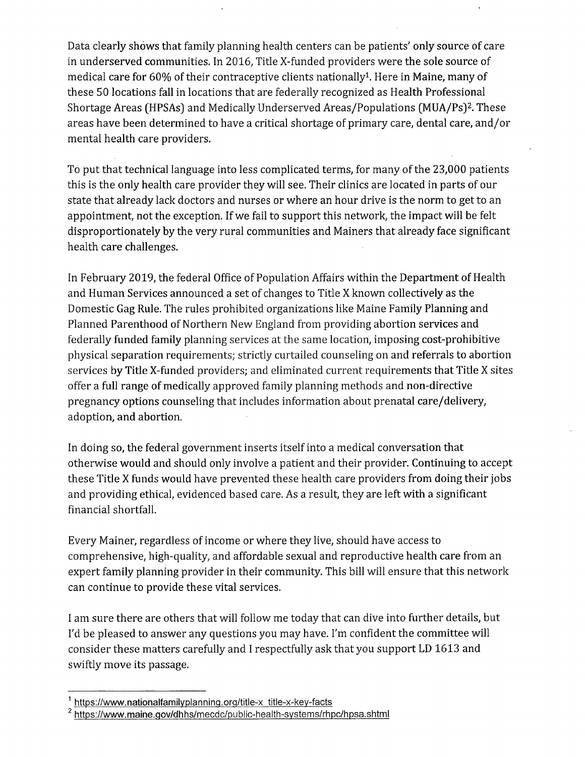Data clearly shows that family planning health centers can be patients' only source of care in underserved communities. In 2016, Title X-funded providers were the sole source of medical care for 60% of their contraceptive clients nationally[1]. Here in Maine, many of these 50 locations fall in locations that are federally recognized as Health Professional Shortage Areas (HPSAs) and Medically Underserved Areas/Populations (MUA/Ps)[2]. These areas have been determined to have a critical shortage of primary care, dental care, and/or mental health care providers.

To put that technical language into less complicated terms, for many of the 23,000 patients this is the only health care provider they will see. Their clinics are located in parts of our state that already lack doctors and nurses or where an hour drive is the norm to get to an appointment, not the exception. If we fail to support this network, the impact will be felt disproportionately by the very rural communities and Mainers that already face significant health care challenges.

In February 2019, the federal Office of Population Affairs within the Department of Health and Human Services announced a set of changes to Title X known collectively as the Domestic Gag Rule. The rules prohibited organizations like Maine Family Planning and Planned Parenthood of Northern New England from providing abortion services and federally funded family planning services at the same location, imposing cost-prohibitive physical separation requirements; strictly curtailed counseling on and referrals to abortion services by Title X-funded providers; and eliminated current requirements that Title X sites offer a full range of medically approved family planning methods and non-directive pregnancy options counseling that includes information about prenatal care/delivery, adoption, and abortion.

In doing so, the federal government inserts itself into a medical conversation that otherwise would and should only involve a patient and their provider. Continuing to accept these Title X funds would have prevented these health care providers from doing their jobs and providing ethical, evidenced based care. As a result, they are left with a significant financial shortfall.

Every Mainer, regardless of income or where they live, should have access to comprehensive, high-quality, and affordable sexual and reproductive health care from an expert family planning provider in their community. This bill will ensure that this network can continue to provide these vital services.

I am sure there are others that will follow me today that can dive into further details, but I'd be pleased to answer any questions you may have. I'm confident the committee will consider these matters carefully and I respectfully ask that you support LD 1613 and swiftly move its passage.

---

[1] https://www.nationalfamilyplanning.org/title-x_title-x-key-facts

[2] https://www.maine.gov/dhhs/mecdc/public-health-systems/rhpc/hpsa.shtml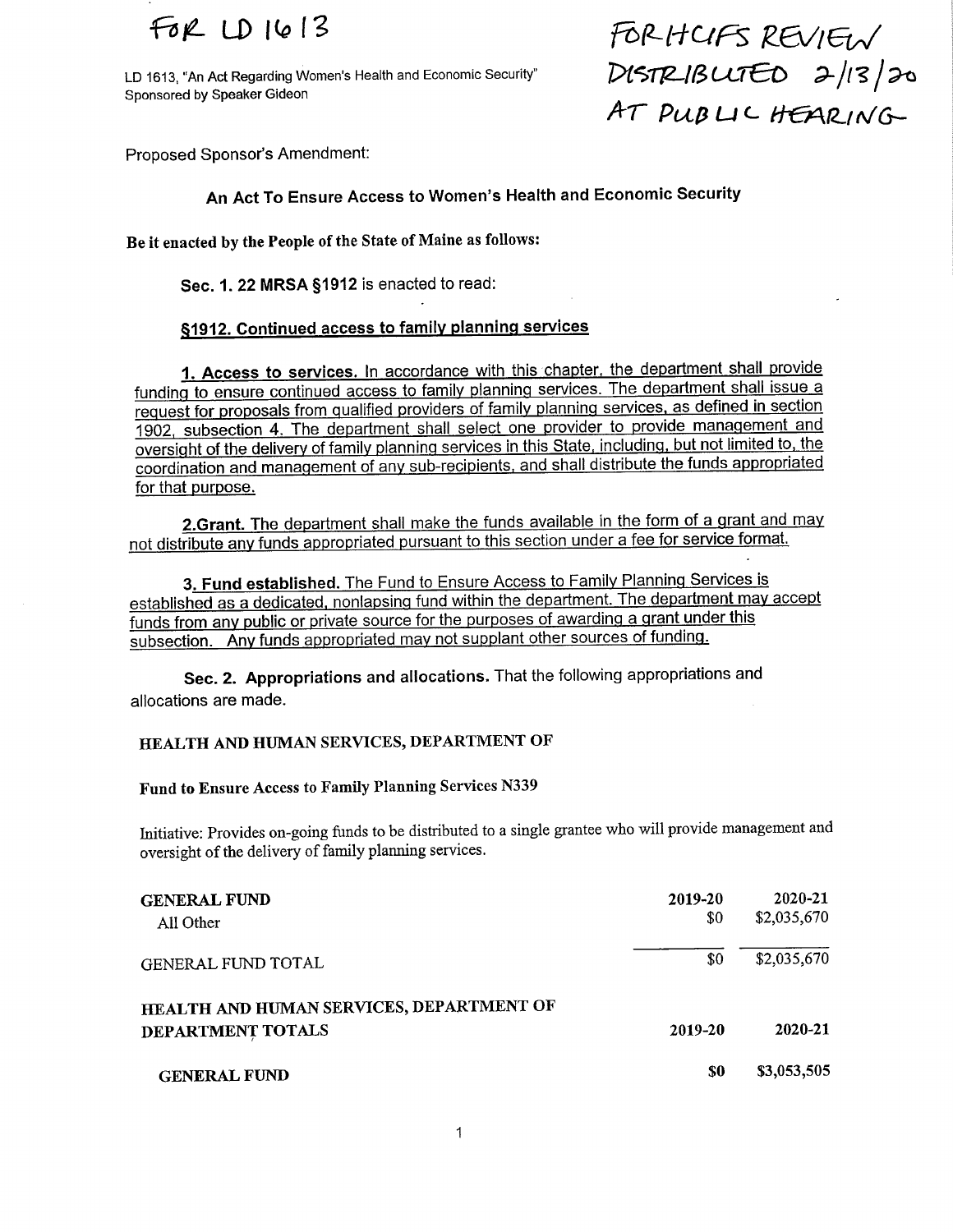FOR LD 1613

FOR HCIFS REVIEW
DISTRIBUTED 2/13/20
AT PUBLIC HEARING

LD 1613, "An Act Regarding Women's Health and Economic Security"
Sponsored by Speaker Gideon

Proposed Sponsor's Amendment:

## An Act To Ensure Access to Women's Health and Economic Security

**Be it enacted by the People of the State of Maine as follows:**

**Sec. 1. 22 MRSA §1912** is enacted to read:

**§1912. Continued access to family planning services**

**1. Access to services.** In accordance with this chapter, the department shall provide funding to ensure continued access to family planning services. The department shall issue a request for proposals from qualified providers of family planning services, as defined in section 1902, subsection 4. The department shall select one provider to provide management and oversight of the delivery of family planning services in this State, including, but not limited to, the coordination and management of any sub-recipients, and shall distribute the funds appropriated for that purpose.

**2. Grant.** The department shall make the funds available in the form of a grant and may not distribute any funds appropriated pursuant to this section under a fee for service format.

**3. Fund established.** The Fund to Ensure Access to Family Planning Services is established as a dedicated, nonlapsing fund within the department. The department may accept funds from any public or private source for the purposes of awarding a grant under this subsection. Any funds appropriated may not supplant other sources of funding.

**Sec. 2. Appropriations and allocations.** That the following appropriations and allocations are made.

**HEALTH AND HUMAN SERVICES, DEPARTMENT OF**

**Fund to Ensure Access to Family Planning Services N339**

Initiative: Provides on-going funds to be distributed to a single grantee who will provide management and oversight of the delivery of family planning services.

| GENERAL FUND | 2019-20 | 2020-21 |
|---|---|---|
| All Other | $0 | $2,035,670 |
| GENERAL FUND TOTAL | $0 | $2,035,670 |

| HEALTH AND HUMAN SERVICES, DEPARTMENT OF DEPARTMENT TOTALS | 2019-20 | 2020-21 |
|---|---|---|
| **GENERAL FUND** | **$0** | **$3,053,505** |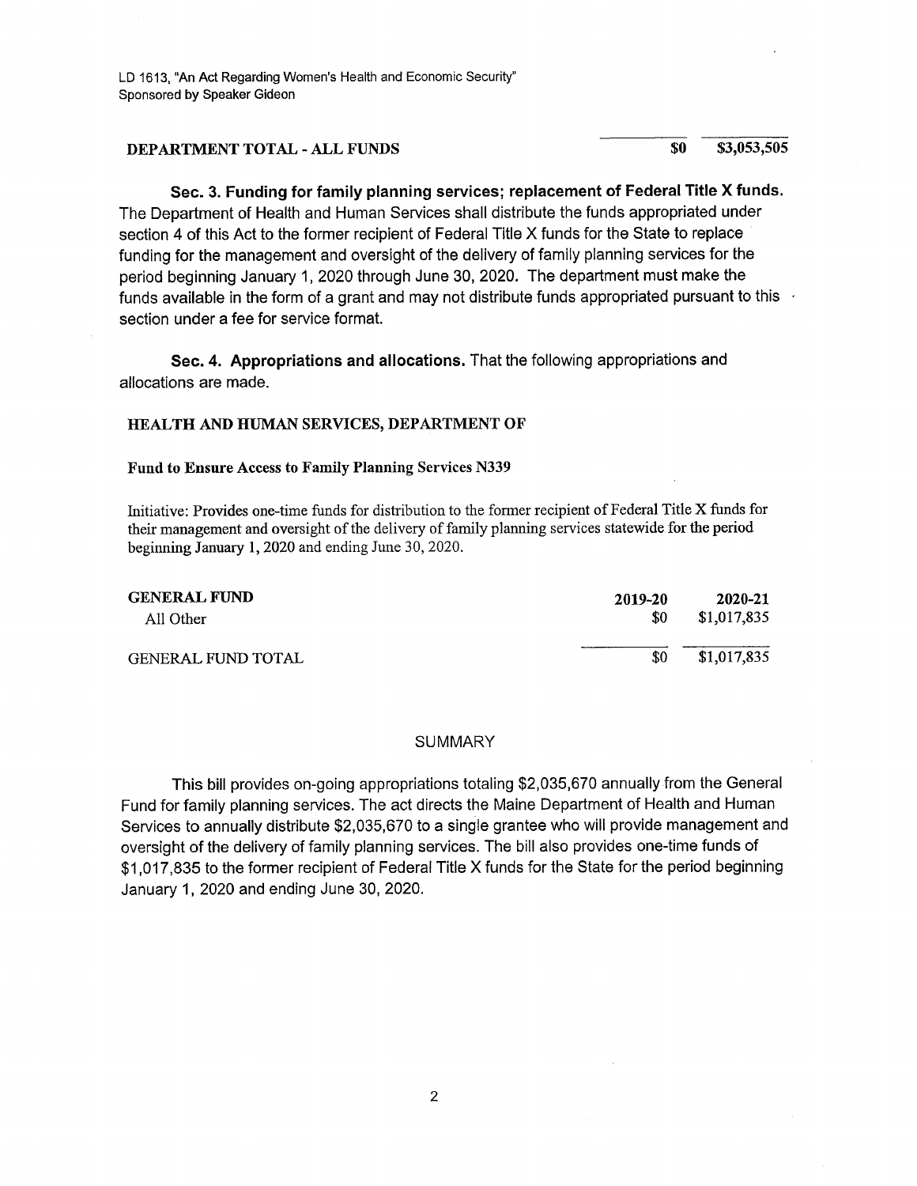LD 1613, "An Act Regarding Women's Health and Economic Security"
Sponsored by Speaker Gideon

| | | |
|---|---|---|
| **DEPARTMENT TOTAL - ALL FUNDS** | **$0** | **$3,053,505** |

**Sec. 3. Funding for family planning services; replacement of Federal Title X funds.** The Department of Health and Human Services shall distribute the funds appropriated under section 4 of this Act to the former recipient of Federal Title X funds for the State to replace funding for the management and oversight of the delivery of family planning services for the period beginning January 1, 2020 through June 30, 2020. The department must make the funds available in the form of a grant and may not distribute funds appropriated pursuant to this section under a fee for service format.

**Sec. 4. Appropriations and allocations.** That the following appropriations and allocations are made.

**HEALTH AND HUMAN SERVICES, DEPARTMENT OF**

**Fund to Ensure Access to Family Planning Services N339**

Initiative: Provides one-time funds for distribution to the former recipient of Federal Title X funds for their management and oversight of the delivery of family planning services statewide for the period beginning January 1, 2020 and ending June 30, 2020.

| **GENERAL FUND** | **2019-20** | **2020-21** |
|---|---|---|
| All Other | $0 | $1,017,835 |
| GENERAL FUND TOTAL | $0 | $1,017,835 |

## SUMMARY

This bill provides on-going appropriations totaling $2,035,670 annually from the General Fund for family planning services. The act directs the Maine Department of Health and Human Services to annually distribute $2,035,670 to a single grantee who will provide management and oversight of the delivery of family planning services. The bill also provides one-time funds of $1,017,835 to the former recipient of Federal Title X funds for the State for the period beginning January 1, 2020 and ending June 30, 2020.